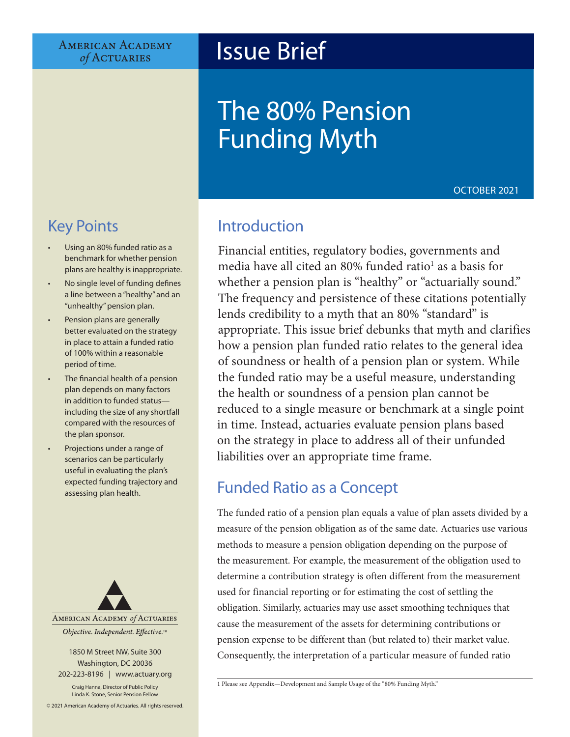American Academy of Actuaries

# Issue Brief

# The 80% Pension Funding Myth

OCTOBER 2021

## Key Points

- Using an 80% funded ratio as a benchmark for whether pension plans are healthy is inappropriate.
- No single level of funding defines a line between a "healthy" and an "unhealthy" pension plan.
- Pension plans are generally better evaluated on the strategy in place to attain a funded ratio of 100% within a reasonable period of time.
- The financial health of a pension plan depends on many factors in addition to funded status—including the size of any shortfall compared with the resources of the plan sponsor.
- Projections under a range of scenarios can be particularly useful in evaluating the plan's expected funding trajectory and assessing plan health.

American Academy of Actuaries

*Objective. Independent. Effective.*™

1850 M Street NW, Suite 300
Washington, DC 20036
202-223-8196 | www.actuary.org

Craig Hanna, Director of Public Policy
Linda K. Stone, Senior Pension Fellow

© 2021 American Academy of Actuaries. All rights reserved.

## Introduction

Financial entities, regulatory bodies, governments and media have all cited an 80% funded ratio[1] as a basis for whether a pension plan is "healthy" or "actuarially sound." The frequency and persistence of these citations potentially lends credibility to a myth that an 80% "standard" is appropriate. This issue brief debunks that myth and clarifies how a pension plan funded ratio relates to the general idea of soundness or health of a pension plan or system. While the funded ratio may be a useful measure, understanding the health or soundness of a pension plan cannot be reduced to a single measure or benchmark at a single point in time. Instead, actuaries evaluate pension plans based on the strategy in place to address all of their unfunded liabilities over an appropriate time frame.

## Funded Ratio as a Concept

The funded ratio of a pension plan equals a value of plan assets divided by a measure of the pension obligation as of the same date. Actuaries use various methods to measure a pension obligation depending on the purpose of the measurement. For example, the measurement of the obligation used to determine a contribution strategy is often different from the measurement used for financial reporting or for estimating the cost of settling the obligation. Similarly, actuaries may use asset smoothing techniques that cause the measurement of the assets for determining contributions or pension expense to be different than (but related to) their market value. Consequently, the interpretation of a particular measure of funded ratio

1 Please see Appendix—Development and Sample Usage of the "80% Funding Myth."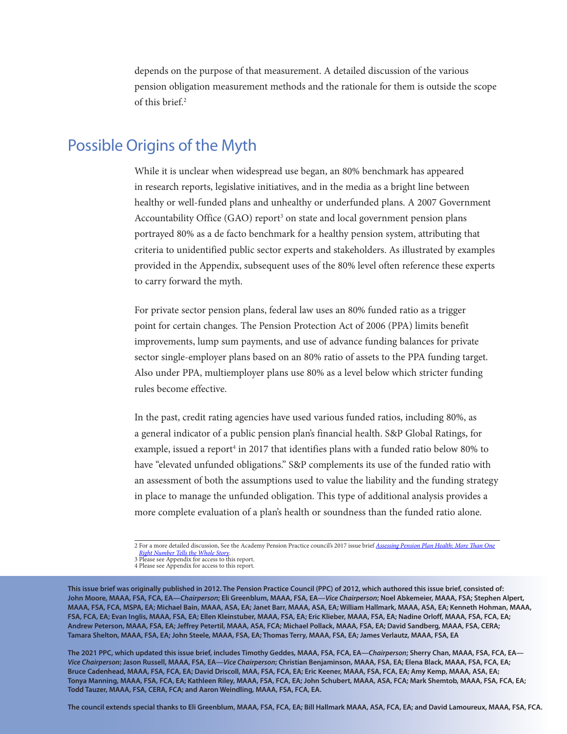depends on the purpose of that measurement. A detailed discussion of the various pension obligation measurement methods and the rationale for them is outside the scope of this brief.[2]

## Possible Origins of the Myth

While it is unclear when widespread use began, an 80% benchmark has appeared in research reports, legislative initiatives, and in the media as a bright line between healthy or well-funded plans and unhealthy or underfunded plans. A 2007 Government Accountability Office (GAO) report[3] on state and local government pension plans portrayed 80% as a de facto benchmark for a healthy pension system, attributing that criteria to unidentified public sector experts and stakeholders. As illustrated by examples provided in the Appendix, subsequent uses of the 80% level often reference these experts to carry forward the myth.

For private sector pension plans, federal law uses an 80% funded ratio as a trigger point for certain changes. The Pension Protection Act of 2006 (PPA) limits benefit improvements, lump sum payments, and use of advance funding balances for private sector single-employer plans based on an 80% ratio of assets to the PPA funding target. Also under PPA, multiemployer plans use 80% as a level below which stricter funding rules become effective.

In the past, credit rating agencies have used various funded ratios, including 80%, as a general indicator of a public pension plan's financial health. S&P Global Ratings, for example, issued a report[4] in 2017 that identifies plans with a funded ratio below 80% to have "elevated unfunded obligations." S&P complements its use of the funded ratio with an assessment of both the assumptions used to value the liability and the funding strategy in place to manage the unfunded obligation. This type of additional analysis provides a more complete evaluation of a plan's health or soundness than the funded ratio alone.

---

2 For a more detailed discussion, See the Academy Pension Practice council's 2017 issue brief *Assessing Pension Plan Health: More Than One Right Number Tells the Whole Story*.

3 Please see Appendix for access to this report.

4 Please see Appendix for access to this report.

**This issue brief was originally published in 2012. The Pension Practice Council (PPC) of 2012, which authored this issue brief, consisted of: John Moore, MAAA, FSA, FCA, EA—*Chairperson*; Eli Greenblum, MAAA, FSA, EA—*Vice Chairperson*; Noel Abkemeier, MAAA, FSA; Stephen Alpert, MAAA, FSA, FCA, MSPA, EA; Michael Bain, MAAA, ASA, EA; Janet Barr, MAAA, ASA, EA; William Hallmark, MAAA, ASA, EA; Kenneth Hohman, MAAA, FSA, FCA, EA; Evan Inglis, MAAA, FSA, EA; Ellen Kleinstuber, MAAA, FSA, EA; Eric Klieber, MAAA, FSA, EA; Nadine Orloff, MAAA, FSA, FCA, EA; Andrew Peterson, MAAA, FSA, EA; Jeffrey Petertil, MAAA, ASA, FCA; Michael Pollack, MAAA, FSA, EA; David Sandberg, MAAA, FSA, CERA; Tamara Shelton, MAAA, FSA, EA; John Steele, MAAA, FSA, EA; Thomas Terry, MAAA, FSA, EA; James Verlautz, MAAA, FSA, EA**

**The 2021 PPC, which updated this issue brief, includes Timothy Geddes, MAAA, FSA, FCA, EA—*Chairperson*; Sherry Chan, MAAA, FSA, FCA, EA—*Vice Chairperson*; Jason Russell, MAAA, FSA, EA—*Vice Chairperson*; Christian Benjaminson, MAAA, FSA, EA; Elena Black, MAAA, FSA, FCA, EA; Bruce Cadenhead, MAAA, FSA, FCA, EA; David Driscoll, MAA, FSA, FCA, EA; Eric Keener, MAAA, FSA, FCA, EA; Amy Kemp, MAAA, ASA, EA; Tonya Manning, MAAA, FSA, FCA, EA; Kathleen Riley, MAAA, FSA, FCA, EA; John Schubert, MAAA, ASA, FCA; Mark Shemtob, MAAA, FSA, FCA, EA; Todd Tauzer, MAAA, FSA, CERA, FCA; and Aaron Weindling, MAAA, FSA, FCA, EA.**

**The council extends special thanks to Eli Greenblum, MAAA, FSA, FCA, EA; Bill Hallmark MAAA, ASA, FCA, EA; and David Lamoureux, MAAA, FSA, FCA.**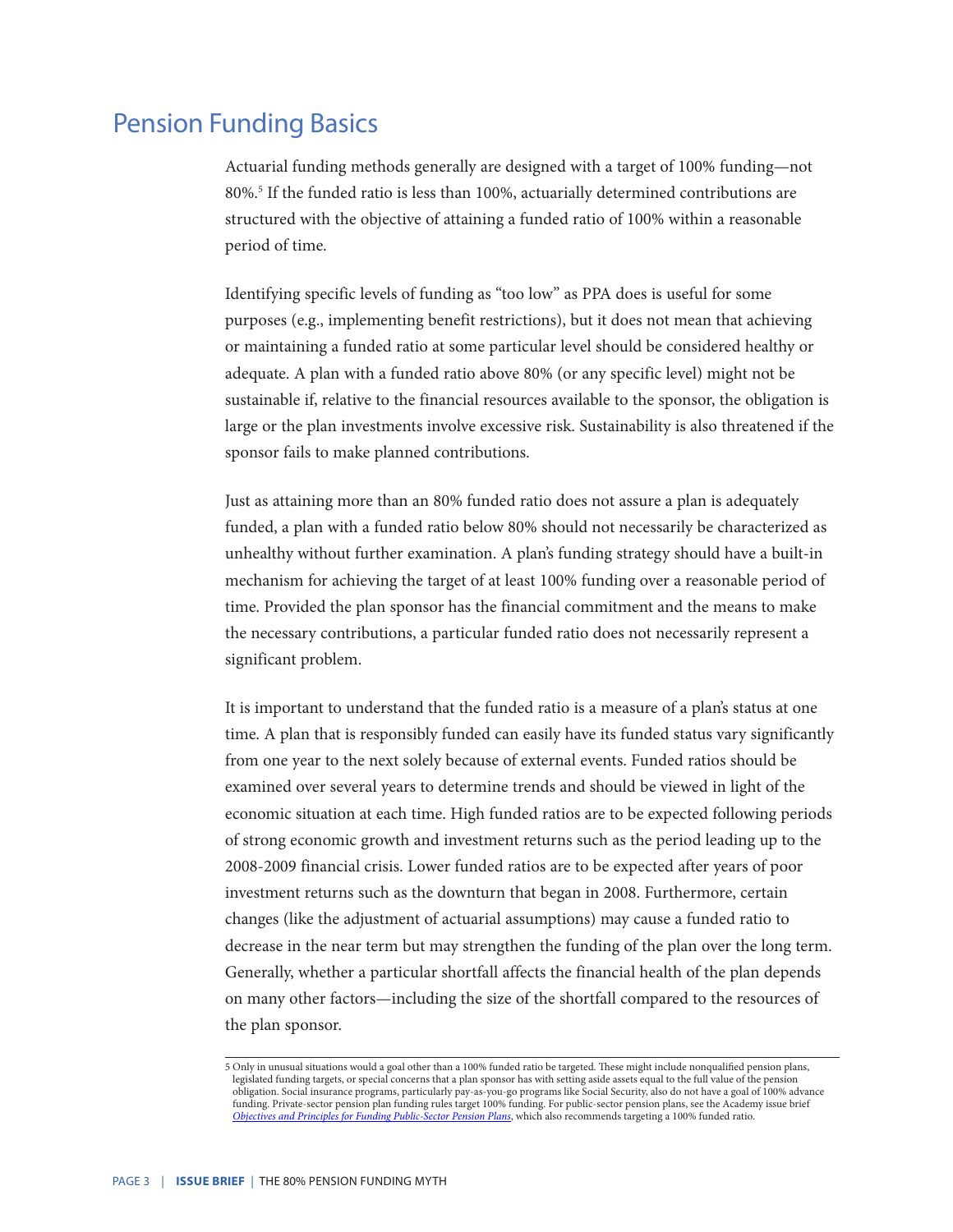## Pension Funding Basics

Actuarial funding methods generally are designed with a target of 100% funding—not 80%.[5] If the funded ratio is less than 100%, actuarially determined contributions are structured with the objective of attaining a funded ratio of 100% within a reasonable period of time.

Identifying specific levels of funding as "too low" as PPA does is useful for some purposes (e.g., implementing benefit restrictions), but it does not mean that achieving or maintaining a funded ratio at some particular level should be considered healthy or adequate. A plan with a funded ratio above 80% (or any specific level) might not be sustainable if, relative to the financial resources available to the sponsor, the obligation is large or the plan investments involve excessive risk. Sustainability is also threatened if the sponsor fails to make planned contributions.

Just as attaining more than an 80% funded ratio does not assure a plan is adequately funded, a plan with a funded ratio below 80% should not necessarily be characterized as unhealthy without further examination. A plan's funding strategy should have a built-in mechanism for achieving the target of at least 100% funding over a reasonable period of time. Provided the plan sponsor has the financial commitment and the means to make the necessary contributions, a particular funded ratio does not necessarily represent a significant problem.

It is important to understand that the funded ratio is a measure of a plan's status at one time. A plan that is responsibly funded can easily have its funded status vary significantly from one year to the next solely because of external events. Funded ratios should be examined over several years to determine trends and should be viewed in light of the economic situation at each time. High funded ratios are to be expected following periods of strong economic growth and investment returns such as the period leading up to the 2008-2009 financial crisis. Lower funded ratios are to be expected after years of poor investment returns such as the downturn that began in 2008. Furthermore, certain changes (like the adjustment of actuarial assumptions) may cause a funded ratio to decrease in the near term but may strengthen the funding of the plan over the long term. Generally, whether a particular shortfall affects the financial health of the plan depends on many other factors—including the size of the shortfall compared to the resources of the plan sponsor.

---

5 Only in unusual situations would a goal other than a 100% funded ratio be targeted. These might include nonqualified pension plans, legislated funding targets, or special concerns that a plan sponsor has with setting aside assets equal to the full value of the pension obligation. Social insurance programs, particularly pay-as-you-go programs like Social Security, also do not have a goal of 100% advance funding. Private-sector pension plan funding rules target 100% funding. For public-sector pension plans, see the Academy issue brief *Objectives and Principles for Funding Public-Sector Pension Plans*, which also recommends targeting a 100% funded ratio.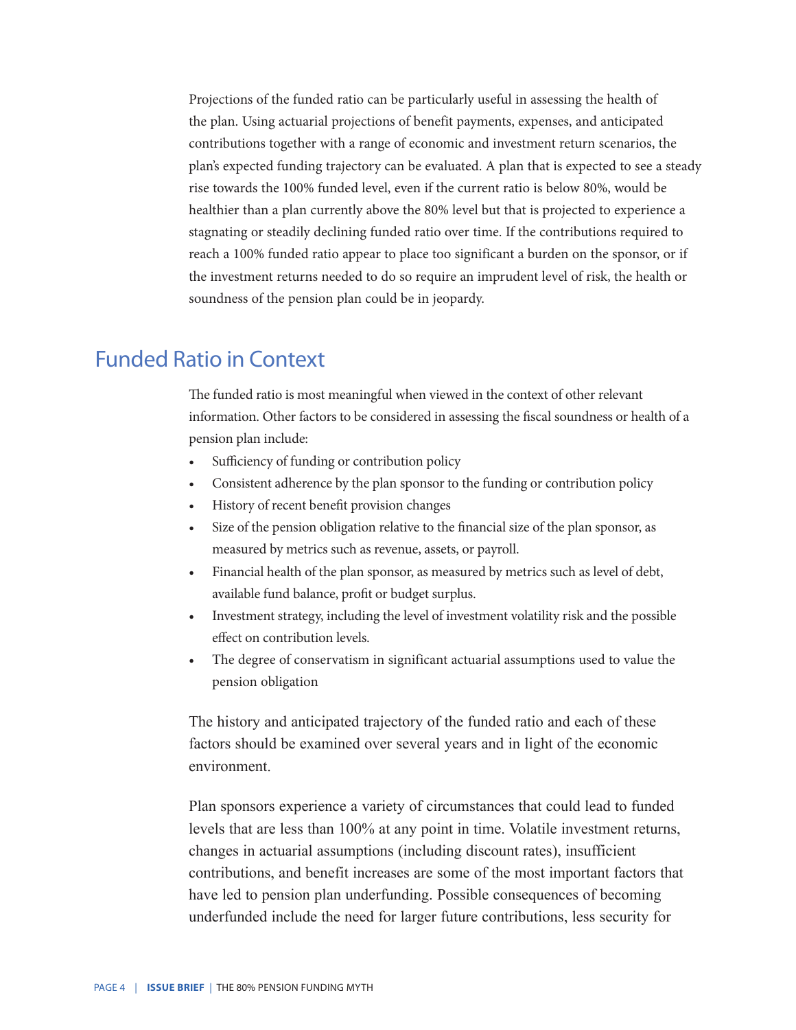Projections of the funded ratio can be particularly useful in assessing the health of the plan. Using actuarial projections of benefit payments, expenses, and anticipated contributions together with a range of economic and investment return scenarios, the plan's expected funding trajectory can be evaluated. A plan that is expected to see a steady rise towards the 100% funded level, even if the current ratio is below 80%, would be healthier than a plan currently above the 80% level but that is projected to experience a stagnating or steadily declining funded ratio over time. If the contributions required to reach a 100% funded ratio appear to place too significant a burden on the sponsor, or if the investment returns needed to do so require an imprudent level of risk, the health or soundness of the pension plan could be in jeopardy.

## Funded Ratio in Context

The funded ratio is most meaningful when viewed in the context of other relevant information. Other factors to be considered in assessing the fiscal soundness or health of a pension plan include:

- Sufficiency of funding or contribution policy
- Consistent adherence by the plan sponsor to the funding or contribution policy
- History of recent benefit provision changes
- Size of the pension obligation relative to the financial size of the plan sponsor, as measured by metrics such as revenue, assets, or payroll.
- Financial health of the plan sponsor, as measured by metrics such as level of debt, available fund balance, profit or budget surplus.
- Investment strategy, including the level of investment volatility risk and the possible effect on contribution levels.
- The degree of conservatism in significant actuarial assumptions used to value the pension obligation

The history and anticipated trajectory of the funded ratio and each of these factors should be examined over several years and in light of the economic environment.

Plan sponsors experience a variety of circumstances that could lead to funded levels that are less than 100% at any point in time. Volatile investment returns, changes in actuarial assumptions (including discount rates), insufficient contributions, and benefit increases are some of the most important factors that have led to pension plan underfunding. Possible consequences of becoming underfunded include the need for larger future contributions, less security for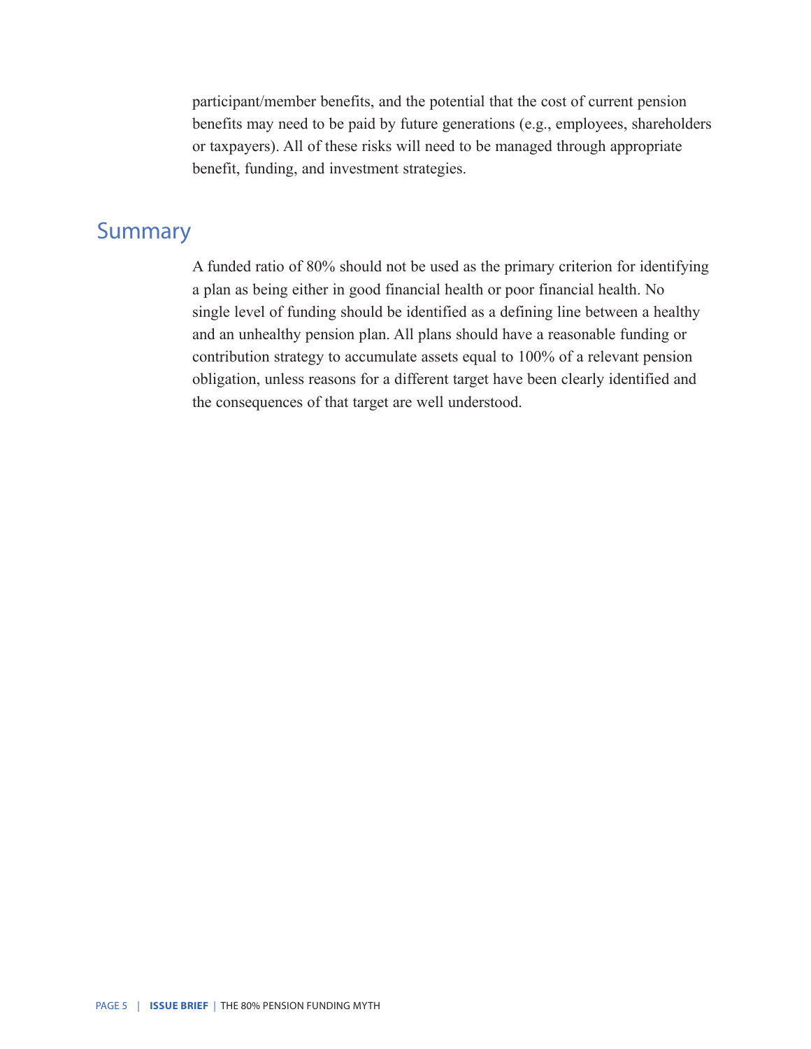participant/member benefits, and the potential that the cost of current pension benefits may need to be paid by future generations (e.g., employees, shareholders or taxpayers). All of these risks will need to be managed through appropriate benefit, funding, and investment strategies.

## Summary

A funded ratio of 80% should not be used as the primary criterion for identifying a plan as being either in good financial health or poor financial health. No single level of funding should be identified as a defining line between a healthy and an unhealthy pension plan. All plans should have a reasonable funding or contribution strategy to accumulate assets equal to 100% of a relevant pension obligation, unless reasons for a different target have been clearly identified and the consequences of that target are well understood.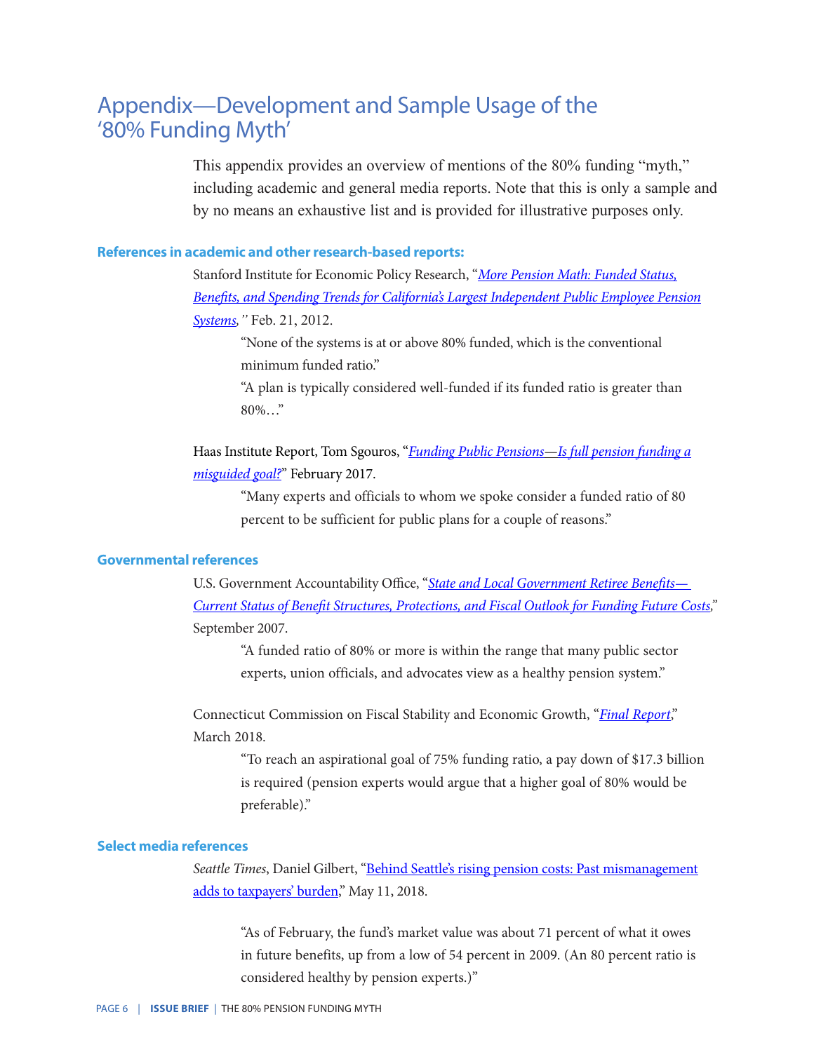# Appendix—Development and Sample Usage of the '80% Funding Myth'

This appendix provides an overview of mentions of the 80% funding "myth," including academic and general media reports. Note that this is only a sample and by no means an exhaustive list and is provided for illustrative purposes only.

### References in academic and other research-based reports:

Stanford Institute for Economic Policy Research, "*More Pension Math: Funded Status, Benefits, and Spending Trends for California's Largest Independent Public Employee Pension Systems,*" Feb. 21, 2012.

> "None of the systems is at or above 80% funded, which is the conventional minimum funded ratio."
>
> "A plan is typically considered well-funded if its funded ratio is greater than 80%…"

Haas Institute Report, Tom Sgouros, "*Funding Public Pensions—Is full pension funding a misguided goal?*" February 2017.

> "Many experts and officials to whom we spoke consider a funded ratio of 80 percent to be sufficient for public plans for a couple of reasons."

### Governmental references

U.S. Government Accountability Office, "*State and Local Government Retiree Benefits—Current Status of Benefit Structures, Protections, and Fiscal Outlook for Funding Future Costs*," September 2007.

> "A funded ratio of 80% or more is within the range that many public sector experts, union officials, and advocates view as a healthy pension system."

Connecticut Commission on Fiscal Stability and Economic Growth, "*Final Report*," March 2018.

> "To reach an aspirational goal of 75% funding ratio, a pay down of $17.3 billion is required (pension experts would argue that a higher goal of 80% would be preferable)."

### Select media references

*Seattle Times*, Daniel Gilbert, "Behind Seattle's rising pension costs: Past mismanagement adds to taxpayers' burden," May 11, 2018.

> "As of February, the fund's market value was about 71 percent of what it owes in future benefits, up from a low of 54 percent in 2009. (An 80 percent ratio is considered healthy by pension experts.)"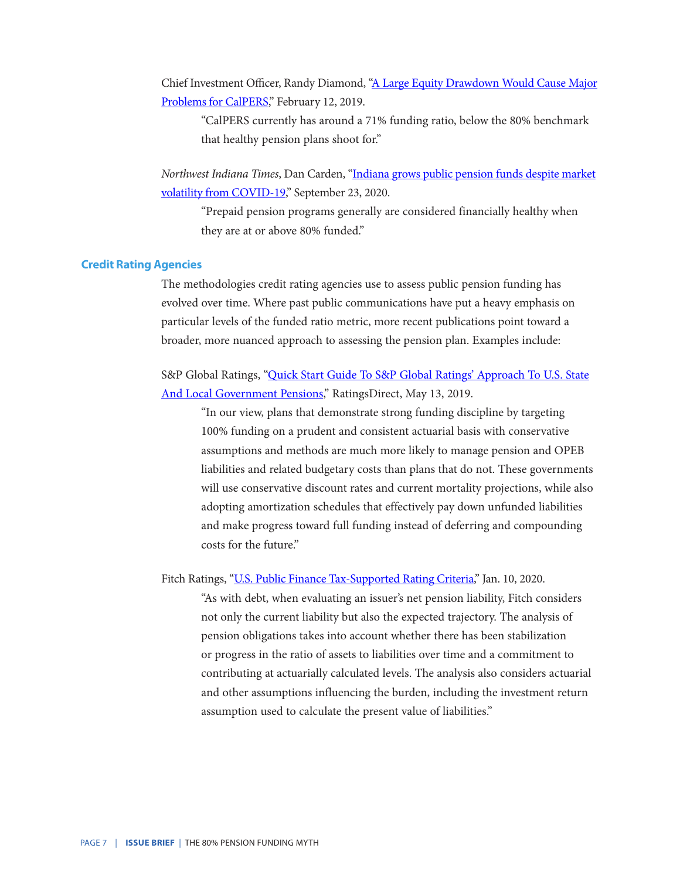Chief Investment Officer, Randy Diamond, "A Large Equity Drawdown Would Cause Major Problems for CalPERS," February 12, 2019.

> "CalPERS currently has around a 71% funding ratio, below the 80% benchmark that healthy pension plans shoot for."

*Northwest Indiana Times*, Dan Carden, "Indiana grows public pension funds despite market volatility from COVID-19," September 23, 2020.

> "Prepaid pension programs generally are considered financially healthy when they are at or above 80% funded."

## Credit Rating Agencies

The methodologies credit rating agencies use to assess public pension funding has evolved over time. Where past public communications have put a heavy emphasis on particular levels of the funded ratio metric, more recent publications point toward a broader, more nuanced approach to assessing the pension plan. Examples include:

S&P Global Ratings, "Quick Start Guide To S&P Global Ratings' Approach To U.S. State And Local Government Pensions," RatingsDirect, May 13, 2019.

> "In our view, plans that demonstrate strong funding discipline by targeting 100% funding on a prudent and consistent actuarial basis with conservative assumptions and methods are much more likely to manage pension and OPEB liabilities and related budgetary costs than plans that do not. These governments will use conservative discount rates and current mortality projections, while also adopting amortization schedules that effectively pay down unfunded liabilities and make progress toward full funding instead of deferring and compounding costs for the future."

Fitch Ratings, "U.S. Public Finance Tax-Supported Rating Criteria," Jan. 10, 2020.

> "As with debt, when evaluating an issuer's net pension liability, Fitch considers not only the current liability but also the expected trajectory. The analysis of pension obligations takes into account whether there has been stabilization or progress in the ratio of assets to liabilities over time and a commitment to contributing at actuarially calculated levels. The analysis also considers actuarial and other assumptions influencing the burden, including the investment return assumption used to calculate the present value of liabilities."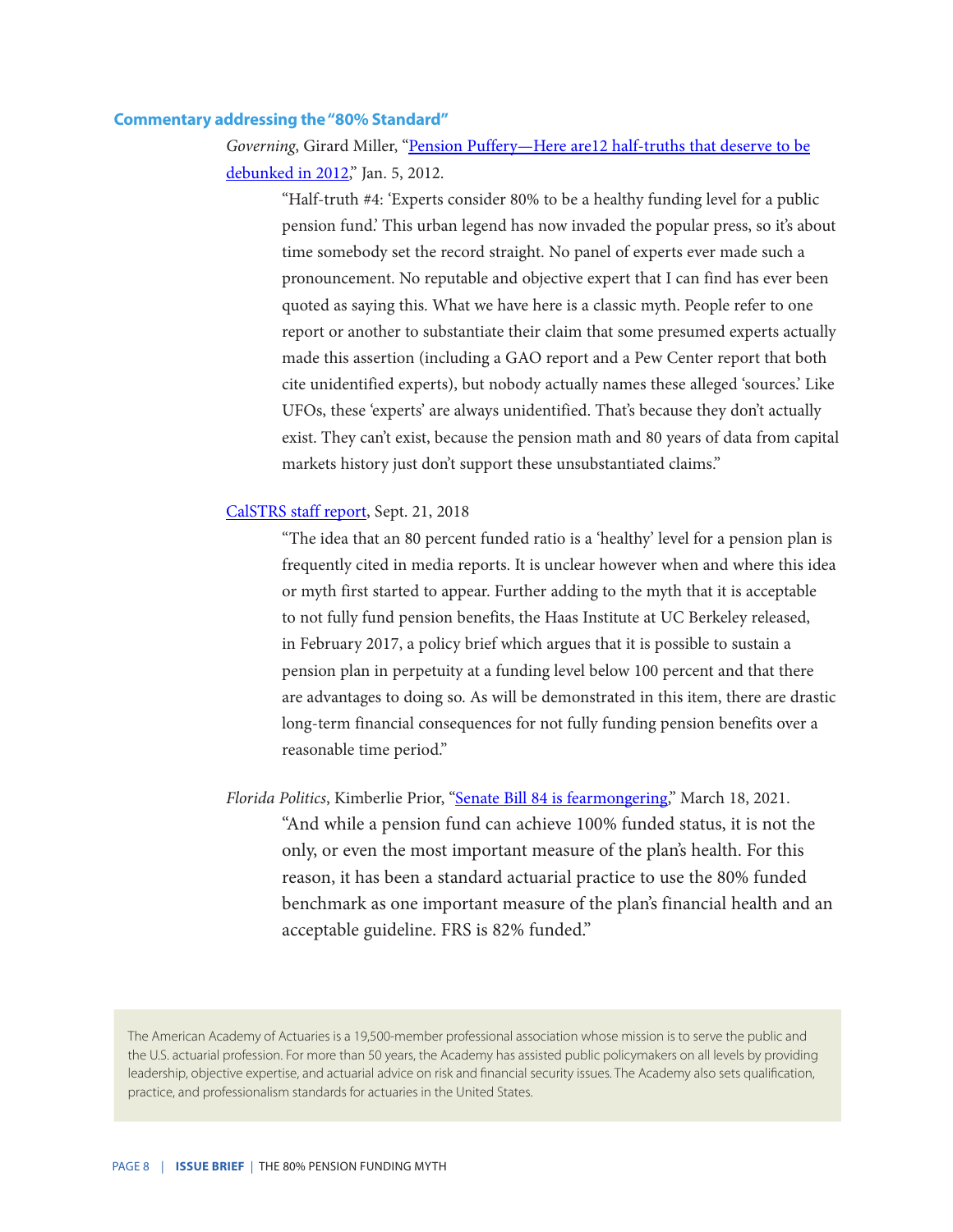### Commentary addressing the "80% Standard"

*Governing*, Girard Miller, "[Pension Puffery—Here are12 half-truths that deserve to be debunked in 2012](#)," Jan. 5, 2012.

> "Half-truth #4: 'Experts consider 80% to be a healthy funding level for a public pension fund.' This urban legend has now invaded the popular press, so it's about time somebody set the record straight. No panel of experts ever made such a pronouncement. No reputable and objective expert that I can find has ever been quoted as saying this. What we have here is a classic myth. People refer to one report or another to substantiate their claim that some presumed experts actually made this assertion (including a GAO report and a Pew Center report that both cite unidentified experts), but nobody actually names these alleged 'sources.' Like UFOs, these 'experts' are always unidentified. That's because they don't actually exist. They can't exist, because the pension math and 80 years of data from capital markets history just don't support these unsubstantiated claims."

[CalSTRS staff report](#), Sept. 21, 2018

> "The idea that an 80 percent funded ratio is a 'healthy' level for a pension plan is frequently cited in media reports. It is unclear however when and where this idea or myth first started to appear. Further adding to the myth that it is acceptable to not fully fund pension benefits, the Haas Institute at UC Berkeley released, in February 2017, a policy brief which argues that it is possible to sustain a pension plan in perpetuity at a funding level below 100 percent and that there are advantages to doing so. As will be demonstrated in this item, there are drastic long-term financial consequences for not fully funding pension benefits over a reasonable time period."

*Florida Politics*, Kimberlie Prior, "[Senate Bill 84 is fearmongering](#)," March 18, 2021.

> "And while a pension fund can achieve 100% funded status, it is not the only, or even the most important measure of the plan's health. For this reason, it has been a standard actuarial practice to use the 80% funded benchmark as one important measure of the plan's financial health and an acceptable guideline. FRS is 82% funded."

The American Academy of Actuaries is a 19,500-member professional association whose mission is to serve the public and the U.S. actuarial profession. For more than 50 years, the Academy has assisted public policymakers on all levels by providing leadership, objective expertise, and actuarial advice on risk and financial security issues. The Academy also sets qualification, practice, and professionalism standards for actuaries in the United States.